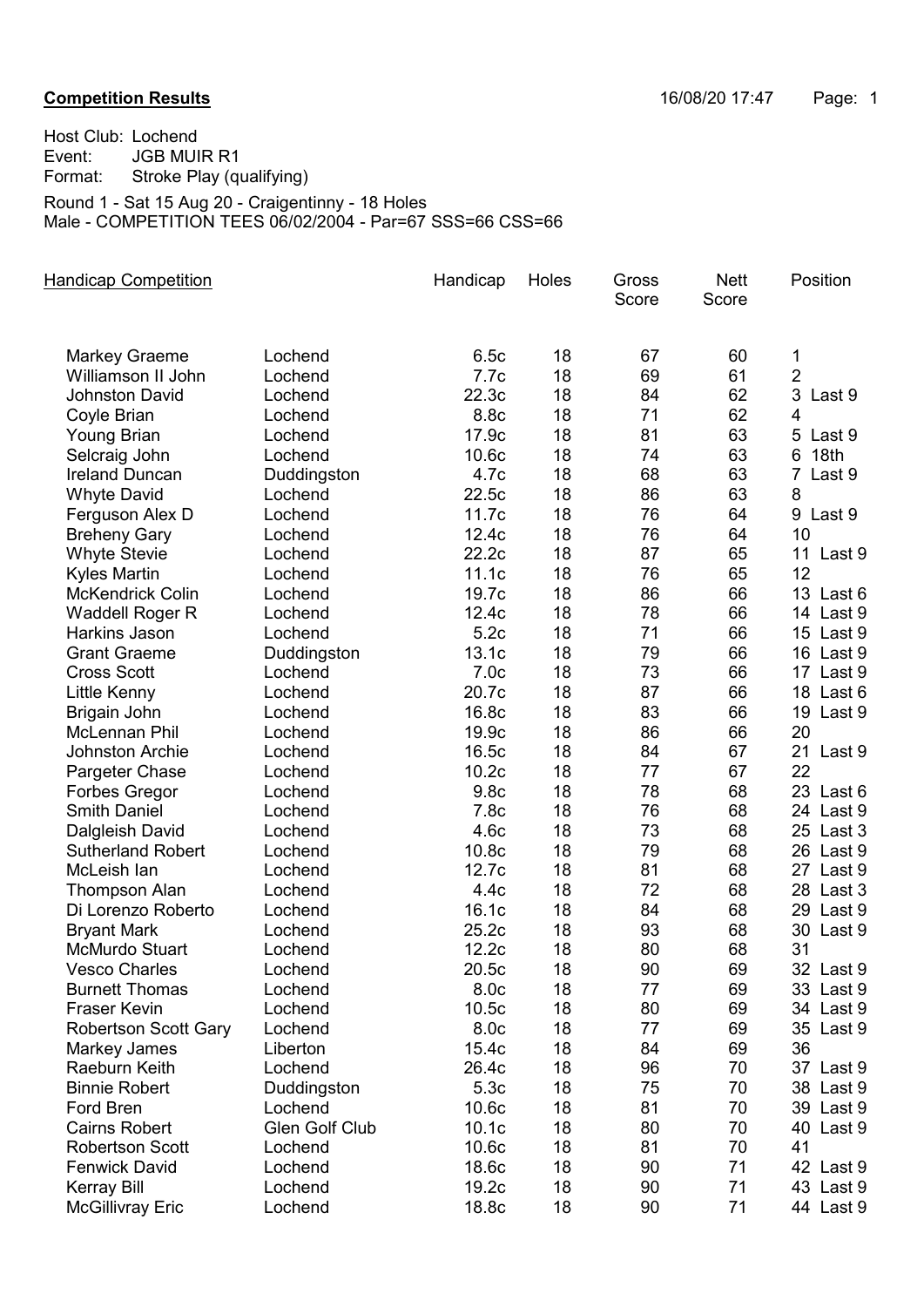**Competition Results**

16/08/20 17:47

Host Club: Lochend
Event: JGB MUIR R1
Format: Stroke Play (qualifying)

Round 1 - Sat 15 Aug 20 - Craigentinny - 18 Holes
Male - COMPETITION TEES 06/02/2004 - Par=67 SSS=66 CSS=66

| Handicap Competition | | Handicap | Holes | Gross Score | Nett Score | Position |
|---|---|---|---|---|---|---|
| Markey Graeme | Lochend | 6.5c | 18 | 67 | 60 | 1 |
| Williamson II John | Lochend | 7.7c | 18 | 69 | 61 | 2 |
| Johnston David | Lochend | 22.3c | 18 | 84 | 62 | 3 Last 9 |
| Coyle Brian | Lochend | 8.8c | 18 | 71 | 62 | 4 |
| Young Brian | Lochend | 17.9c | 18 | 81 | 63 | 5 Last 9 |
| Selcraig John | Lochend | 10.6c | 18 | 74 | 63 | 6 18th |
| Ireland Duncan | Duddingston | 4.7c | 18 | 68 | 63 | 7 Last 9 |
| Whyte David | Lochend | 22.5c | 18 | 86 | 63 | 8 |
| Ferguson Alex D | Lochend | 11.7c | 18 | 76 | 64 | 9 Last 9 |
| Breheny Gary | Lochend | 12.4c | 18 | 76 | 64 | 10 |
| Whyte Stevie | Lochend | 22.2c | 18 | 87 | 65 | 11 Last 9 |
| Kyles Martin | Lochend | 11.1c | 18 | 76 | 65 | 12 |
| McKendrick Colin | Lochend | 19.7c | 18 | 86 | 66 | 13 Last 6 |
| Waddell Roger R | Lochend | 12.4c | 18 | 78 | 66 | 14 Last 9 |
| Harkins Jason | Lochend | 5.2c | 18 | 71 | 66 | 15 Last 9 |
| Grant Graeme | Duddingston | 13.1c | 18 | 79 | 66 | 16 Last 9 |
| Cross Scott | Lochend | 7.0c | 18 | 73 | 66 | 17 Last 9 |
| Little Kenny | Lochend | 20.7c | 18 | 87 | 66 | 18 Last 6 |
| Brigain John | Lochend | 16.8c | 18 | 83 | 66 | 19 Last 9 |
| McLennan Phil | Lochend | 19.9c | 18 | 86 | 66 | 20 |
| Johnston Archie | Lochend | 16.5c | 18 | 84 | 67 | 21 Last 9 |
| Pargeter Chase | Lochend | 10.2c | 18 | 77 | 67 | 22 |
| Forbes Gregor | Lochend | 9.8c | 18 | 78 | 68 | 23 Last 6 |
| Smith Daniel | Lochend | 7.8c | 18 | 76 | 68 | 24 Last 9 |
| Dalgleish David | Lochend | 4.6c | 18 | 73 | 68 | 25 Last 3 |
| Sutherland Robert | Lochend | 10.8c | 18 | 79 | 68 | 26 Last 9 |
| McLeish Ian | Lochend | 12.7c | 18 | 81 | 68 | 27 Last 9 |
| Thompson Alan | Lochend | 4.4c | 18 | 72 | 68 | 28 Last 3 |
| Di Lorenzo Roberto | Lochend | 16.1c | 18 | 84 | 68 | 29 Last 9 |
| Bryant Mark | Lochend | 25.2c | 18 | 93 | 68 | 30 Last 9 |
| McMurdo Stuart | Lochend | 12.2c | 18 | 80 | 68 | 31 |
| Vesco Charles | Lochend | 20.5c | 18 | 90 | 69 | 32 Last 9 |
| Burnett Thomas | Lochend | 8.0c | 18 | 77 | 69 | 33 Last 9 |
| Fraser Kevin | Lochend | 10.5c | 18 | 80 | 69 | 34 Last 9 |
| Robertson Scott Gary | Lochend | 8.0c | 18 | 77 | 69 | 35 Last 9 |
| Markey James | Liberton | 15.4c | 18 | 84 | 69 | 36 |
| Raeburn Keith | Lochend | 26.4c | 18 | 96 | 70 | 37 Last 9 |
| Binnie Robert | Duddingston | 5.3c | 18 | 75 | 70 | 38 Last 9 |
| Ford Bren | Lochend | 10.6c | 18 | 81 | 70 | 39 Last 9 |
| Cairns Robert | Glen Golf Club | 10.1c | 18 | 80 | 70 | 40 Last 9 |
| Robertson Scott | Lochend | 10.6c | 18 | 81 | 70 | 41 |
| Fenwick David | Lochend | 18.6c | 18 | 90 | 71 | 42 Last 9 |
| Kerray Bill | Lochend | 19.2c | 18 | 90 | 71 | 43 Last 9 |
| McGillivray Eric | Lochend | 18.8c | 18 | 90 | 71 | 44 Last 9 |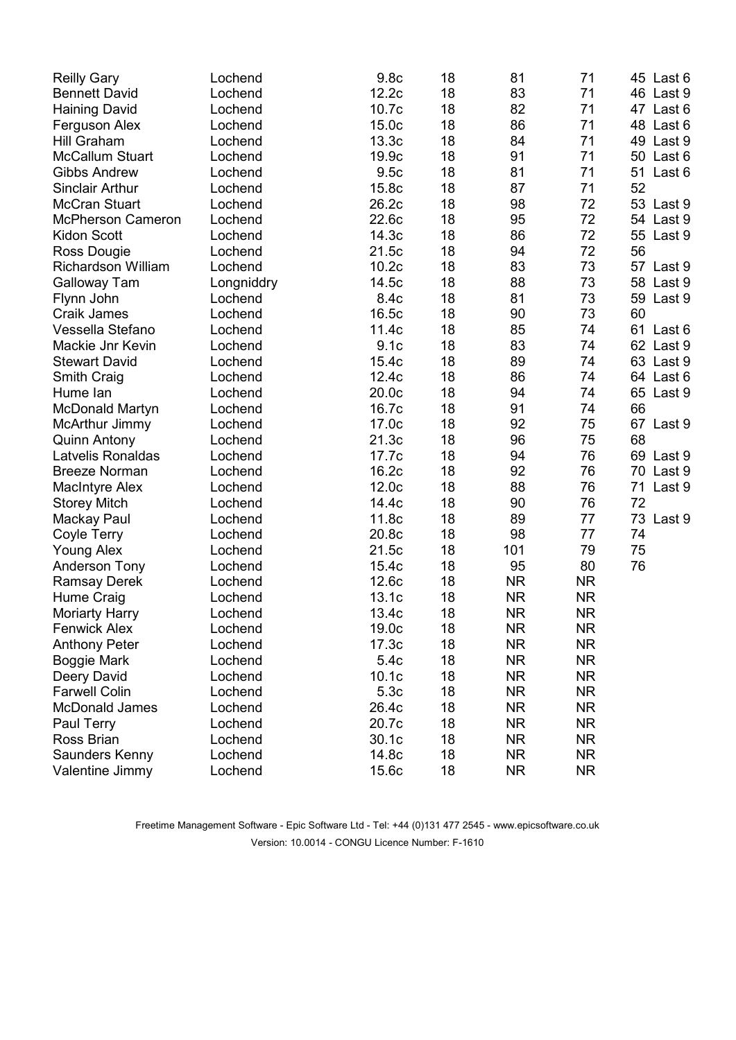| | | | | | | | |
|---|---|---|---|---|---|---|---|
| Reilly Gary | Lochend | 9.8c | 18 | 81 | 71 | 45 | Last 6 |
| Bennett David | Lochend | 12.2c | 18 | 83 | 71 | 46 | Last 9 |
| Haining David | Lochend | 10.7c | 18 | 82 | 71 | 47 | Last 6 |
| Ferguson Alex | Lochend | 15.0c | 18 | 86 | 71 | 48 | Last 6 |
| Hill Graham | Lochend | 13.3c | 18 | 84 | 71 | 49 | Last 9 |
| McCallum Stuart | Lochend | 19.9c | 18 | 91 | 71 | 50 | Last 6 |
| Gibbs Andrew | Lochend | 9.5c | 18 | 81 | 71 | 51 | Last 6 |
| Sinclair Arthur | Lochend | 15.8c | 18 | 87 | 71 | 52 | |
| McCran Stuart | Lochend | 26.2c | 18 | 98 | 72 | 53 | Last 9 |
| McPherson Cameron | Lochend | 22.6c | 18 | 95 | 72 | 54 | Last 9 |
| Kidon Scott | Lochend | 14.3c | 18 | 86 | 72 | 55 | Last 9 |
| Ross Dougie | Lochend | 21.5c | 18 | 94 | 72 | 56 | |
| Richardson William | Lochend | 10.2c | 18 | 83 | 73 | 57 | Last 9 |
| Galloway Tam | Longniddry | 14.5c | 18 | 88 | 73 | 58 | Last 9 |
| Flynn John | Lochend | 8.4c | 18 | 81 | 73 | 59 | Last 9 |
| Craik James | Lochend | 16.5c | 18 | 90 | 73 | 60 | |
| Vessella Stefano | Lochend | 11.4c | 18 | 85 | 74 | 61 | Last 6 |
| Mackie Jnr Kevin | Lochend | 9.1c | 18 | 83 | 74 | 62 | Last 9 |
| Stewart David | Lochend | 15.4c | 18 | 89 | 74 | 63 | Last 9 |
| Smith Craig | Lochend | 12.4c | 18 | 86 | 74 | 64 | Last 6 |
| Hume Ian | Lochend | 20.0c | 18 | 94 | 74 | 65 | Last 9 |
| McDonald Martyn | Lochend | 16.7c | 18 | 91 | 74 | 66 | |
| McArthur Jimmy | Lochend | 17.0c | 18 | 92 | 75 | 67 | Last 9 |
| Quinn Antony | Lochend | 21.3c | 18 | 96 | 75 | 68 | |
| Latvelis Ronaldas | Lochend | 17.7c | 18 | 94 | 76 | 69 | Last 9 |
| Breeze Norman | Lochend | 16.2c | 18 | 92 | 76 | 70 | Last 9 |
| MacIntyre Alex | Lochend | 12.0c | 18 | 88 | 76 | 71 | Last 9 |
| Storey Mitch | Lochend | 14.4c | 18 | 90 | 76 | 72 | |
| Mackay Paul | Lochend | 11.8c | 18 | 89 | 77 | 73 | Last 9 |
| Coyle Terry | Lochend | 20.8c | 18 | 98 | 77 | 74 | |
| Young Alex | Lochend | 21.5c | 18 | 101 | 79 | 75 | |
| Anderson Tony | Lochend | 15.4c | 18 | 95 | 80 | 76 | |
| Ramsay Derek | Lochend | 12.6c | 18 | NR | NR | | |
| Hume Craig | Lochend | 13.1c | 18 | NR | NR | | |
| Moriarty Harry | Lochend | 13.4c | 18 | NR | NR | | |
| Fenwick Alex | Lochend | 19.0c | 18 | NR | NR | | |
| Anthony Peter | Lochend | 17.3c | 18 | NR | NR | | |
| Boggie Mark | Lochend | 5.4c | 18 | NR | NR | | |
| Deery David | Lochend | 10.1c | 18 | NR | NR | | |
| Farwell Colin | Lochend | 5.3c | 18 | NR | NR | | |
| McDonald James | Lochend | 26.4c | 18 | NR | NR | | |
| Paul Terry | Lochend | 20.7c | 18 | NR | NR | | |
| Ross Brian | Lochend | 30.1c | 18 | NR | NR | | |
| Saunders Kenny | Lochend | 14.8c | 18 | NR | NR | | |
| Valentine Jimmy | Lochend | 15.6c | 18 | NR | NR | | |

Freetime Management Software - Epic Software Ltd - Tel: +44 (0)131 477 2545 - www.epicsoftware.co.uk

Version: 10.0014 - CONGU Licence Number: F-1610